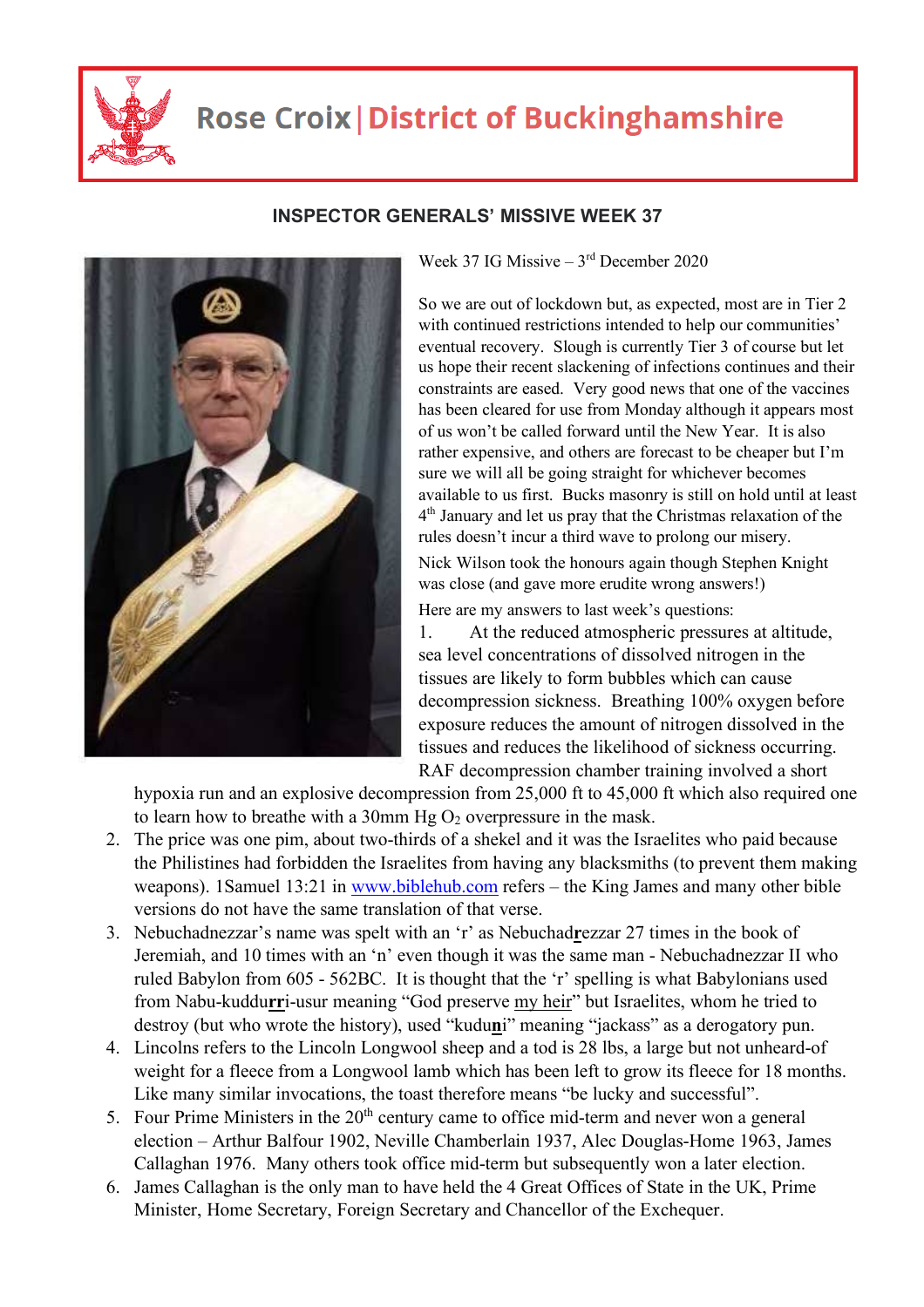# Rose Croix | District of Buckinghamshire

## INSPECTOR GENERALS' MISSIVE WEEK 37

Week 37 IG Missive – 3rd December 2020

So we are out of lockdown but, as expected, most are in Tier 2 with continued restrictions intended to help our communities' eventual recovery. Slough is currently Tier 3 of course but let us hope their recent slackening of infections continues and their constraints are eased. Very good news that one of the vaccines has been cleared for use from Monday although it appears most of us won't be called forward until the New Year. It is also rather expensive, and others are forecast to be cheaper but I'm sure we will all be going straight for whichever becomes available to us first. Bucks masonry is still on hold until at least 4th January and let us pray that the Christmas relaxation of the rules doesn't incur a third wave to prolong our misery.

Nick Wilson took the honours again though Stephen Knight was close (and gave more erudite wrong answers!)

Here are my answers to last week's questions:

1. At the reduced atmospheric pressures at altitude, sea level concentrations of dissolved nitrogen in the tissues are likely to form bubbles which can cause decompression sickness. Breathing 100% oxygen before exposure reduces the amount of nitrogen dissolved in the tissues and reduces the likelihood of sickness occurring. RAF decompression chamber training involved a short hypoxia run and an explosive decompression from 25,000 ft to 45,000 ft which also required one to learn how to breathe with a 30mm Hg $O_2$ overpressure in the mask.
2. The price was one pim, about two-thirds of a shekel and it was the Israelites who paid because the Philistines had forbidden the Israelites from having any blacksmiths (to prevent them making weapons). 1Samuel 13:21 in www.biblehub.com refers – the King James and many other bible versions do not have the same translation of that verse.
3. Nebuchadnezzar's name was spelt with an 'r' as Nebuchad**r**ezzar 27 times in the book of Jeremiah, and 10 times with an 'n' even though it was the same man - Nebuchadnezzar II who ruled Babylon from 605 - 562BC. It is thought that the 'r' spelling is what Babylonians used from Nabu-kuddu**rr**i-usur meaning "God preserve my heir" but Israelites, whom he tried to destroy (but who wrote the history), used "kudu**n**i" meaning "jackass" as a derogatory pun.
4. Lincolns refers to the Lincoln Longwool sheep and a tod is 28 lbs, a large but not unheard-of weight for a fleece from a Longwool lamb which has been left to grow its fleece for 18 months. Like many similar invocations, the toast therefore means "be lucky and successful".
5. Four Prime Ministers in the 20th century came to office mid-term and never won a general election – Arthur Balfour 1902, Neville Chamberlain 1937, Alec Douglas-Home 1963, James Callaghan 1976. Many others took office mid-term but subsequently won a later election.
6. James Callaghan is the only man to have held the 4 Great Offices of State in the UK, Prime Minister, Home Secretary, Foreign Secretary and Chancellor of the Exchequer.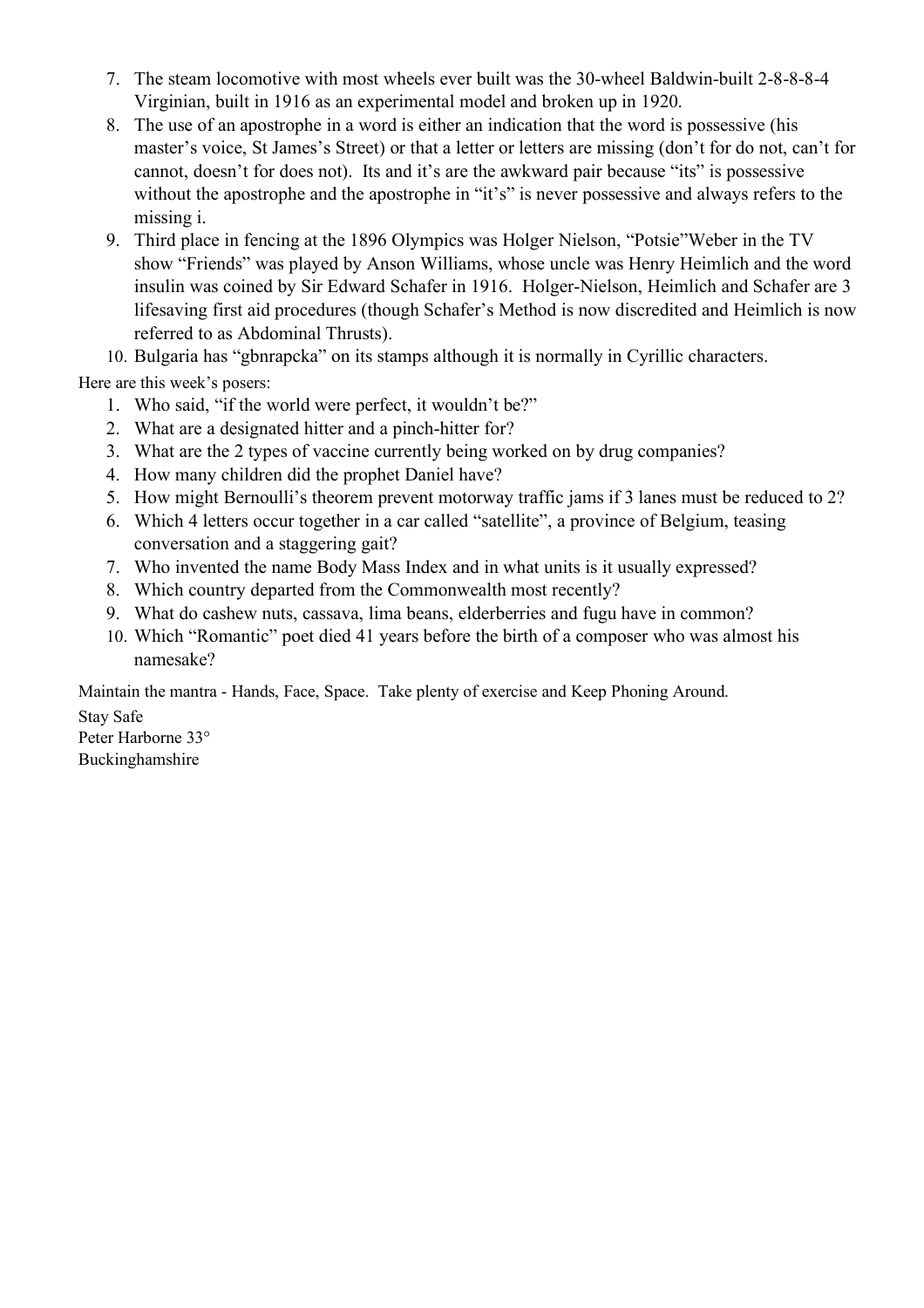7. The steam locomotive with most wheels ever built was the 30-wheel Baldwin-built 2-8-8-8-4 Virginian, built in 1916 as an experimental model and broken up in 1920.
8. The use of an apostrophe in a word is either an indication that the word is possessive (his master's voice, St James's Street) or that a letter or letters are missing (don't for do not, can't for cannot, doesn't for does not). Its and it's are the awkward pair because "its" is possessive without the apostrophe and the apostrophe in "it's" is never possessive and always refers to the missing i.
9. Third place in fencing at the 1896 Olympics was Holger Nielson, "Potsie"Weber in the TV show "Friends" was played by Anson Williams, whose uncle was Henry Heimlich and the word insulin was coined by Sir Edward Schafer in 1916. Holger-Nielson, Heimlich and Schafer are 3 lifesaving first aid procedures (though Schafer's Method is now discredited and Heimlich is now referred to as Abdominal Thrusts).
10. Bulgaria has "gbnrapcka" on its stamps although it is normally in Cyrillic characters.

Here are this week's posers:

1. Who said, "if the world were perfect, it wouldn't be?"
2. What are a designated hitter and a pinch-hitter for?
3. What are the 2 types of vaccine currently being worked on by drug companies?
4. How many children did the prophet Daniel have?
5. How might Bernoulli's theorem prevent motorway traffic jams if 3 lanes must be reduced to 2?
6. Which 4 letters occur together in a car called "satellite", a province of Belgium, teasing conversation and a staggering gait?
7. Who invented the name Body Mass Index and in what units is it usually expressed?
8. Which country departed from the Commonwealth most recently?
9. What do cashew nuts, cassava, lima beans, elderberries and fugu have in common?
10. Which "Romantic" poet died 41 years before the birth of a composer who was almost his namesake?

Maintain the mantra - Hands, Face, Space. Take plenty of exercise and Keep Phoning Around.

Stay Safe
Peter Harborne 33°
Buckinghamshire